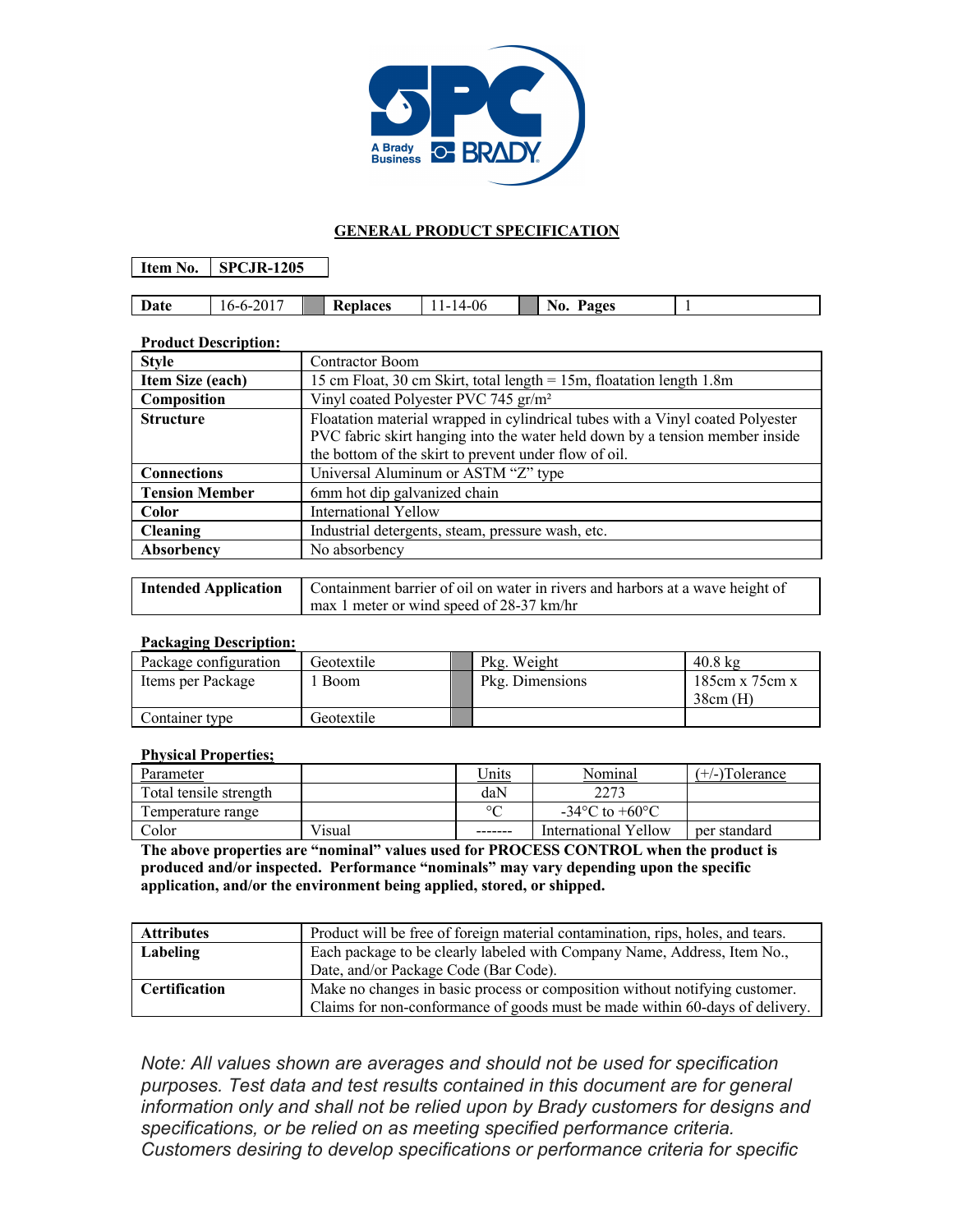## GENERAL PRODUCT SPECIFICATION

| Item No. | SPCJR-1205 |
|---|---|

| Date | 16-6-2017 | | Replaces | 11-14-06 | | No. Pages | 1 |
|---|---|---|---|---|---|---|---|

**Product Description:**

| Style | Contractor Boom |
|---|---|
| Item Size (each) | 15 cm Float, 30 cm Skirt, total length = 15m, floatation length 1.8m |
| Composition | Vinyl coated Polyester PVC 745 gr/m² |
| Structure | Floatation material wrapped in cylindrical tubes with a Vinyl coated Polyester PVC fabric skirt hanging into the water held down by a tension member inside the bottom of the skirt to prevent under flow of oil. |
| Connections | Universal Aluminum or ASTM "Z" type |
| Tension Member | 6mm hot dip galvanized chain |
| Color | International Yellow |
| Cleaning | Industrial detergents, steam, pressure wash, etc. |
| Absorbency | No absorbency |

| Intended Application | Containment barrier of oil on water in rivers and harbors at a wave height of max 1 meter or wind speed of 28-37 km/hr |
|---|---|

**Packaging Description:**

| Package configuration | Geotextile | | Pkg. Weight | 40.8 kg |
|---|---|---|---|---|
| Items per Package | 1 Boom | | Pkg. Dimensions | 185cm x 75cm x 38cm (H) |
| Container type | Geotextile | | | |

**Physical Properties;**

| Parameter | | Units | Nominal | (+/-)Tolerance |
|---|---|---|---|---|
| Total tensile strength | | daN | 2273 | |
| Temperature range | | °C | -34°C to +60°C | |
| Color | Visual | ------- | International Yellow | per standard |

**The above properties are "nominal" values used for PROCESS CONTROL when the product is produced and/or inspected. Performance "nominals" may vary depending upon the specific application, and/or the environment being applied, stored, or shipped.**

| Attributes | Product will be free of foreign material contamination, rips, holes, and tears. |
|---|---|
| Labeling | Each package to be clearly labeled with Company Name, Address, Item No., Date, and/or Package Code (Bar Code). |
| Certification | Make no changes in basic process or composition without notifying customer. Claims for non-conformance of goods must be made within 60-days of delivery. |

*Note: All values shown are averages and should not be used for specification purposes. Test data and test results contained in this document are for general information only and shall not be relied upon by Brady customers for designs and specifications, or be relied on as meeting specified performance criteria. Customers desiring to develop specifications or performance criteria for specific*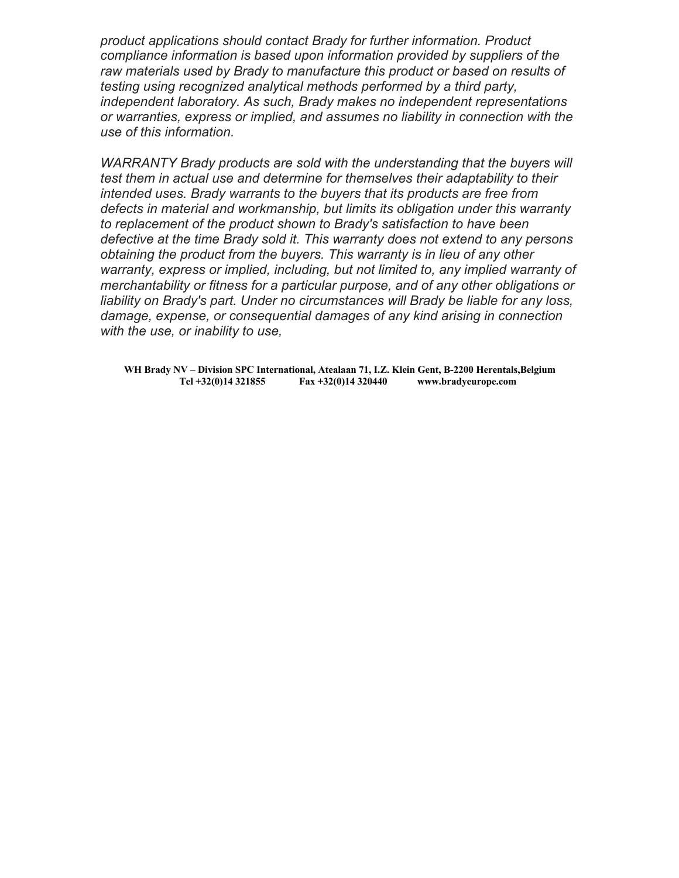*product applications should contact Brady for further information. Product compliance information is based upon information provided by suppliers of the raw materials used by Brady to manufacture this product or based on results of testing using recognized analytical methods performed by a third party, independent laboratory. As such, Brady makes no independent representations or warranties, express or implied, and assumes no liability in connection with the use of this information.*

*WARRANTY Brady products are sold with the understanding that the buyers will test them in actual use and determine for themselves their adaptability to their intended uses. Brady warrants to the buyers that its products are free from defects in material and workmanship, but limits its obligation under this warranty to replacement of the product shown to Brady's satisfaction to have been defective at the time Brady sold it. This warranty does not extend to any persons obtaining the product from the buyers. This warranty is in lieu of any other warranty, express or implied, including, but not limited to, any implied warranty of merchantability or fitness for a particular purpose, and of any other obligations or liability on Brady's part. Under no circumstances will Brady be liable for any loss, damage, expense, or consequential damages of any kind arising in connection with the use, or inability to use,*

**WH Brady NV – Division SPC International, Atealaan 71, I.Z. Klein Gent, B-2200 Herentals,Belgium**
**Tel +32(0)14 321855 Fax +32(0)14 320440 www.bradyeurope.com**